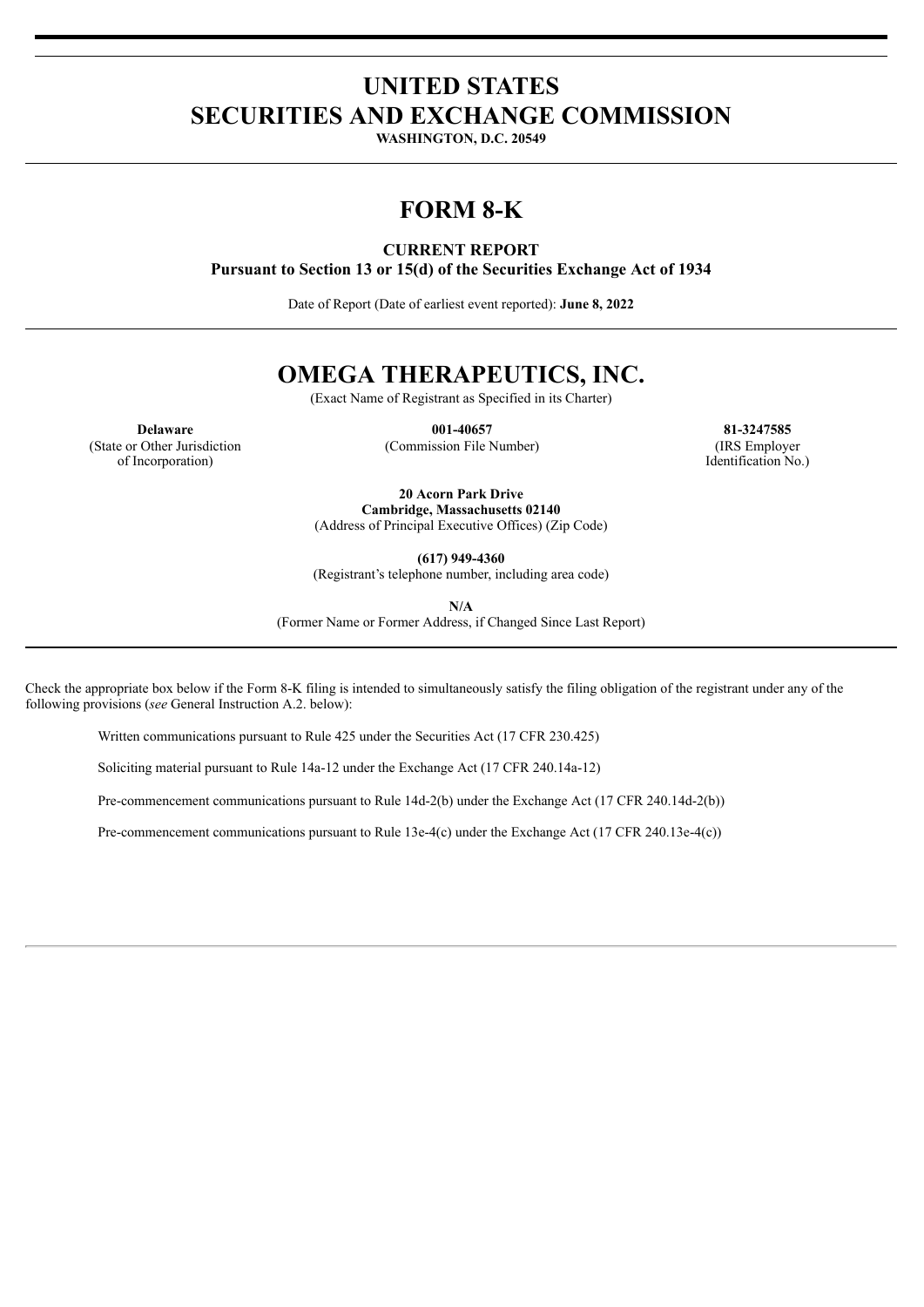# UNITED STATES
# SECURITIES AND EXCHANGE COMMISSION

**WASHINGTON, D.C. 20549**

# FORM 8-K

**CURRENT REPORT**
**Pursuant to Section 13 or 15(d) of the Securities Exchange Act of 1934**

Date of Report (Date of earliest event reported): **June 8, 2022**

# OMEGA THERAPEUTICS, INC.

(Exact Name of Registrant as Specified in its Charter)

| **Delaware** | **001-40657** | **81-3247585** |
|---|---|---|
| (State or Other Jurisdiction of Incorporation) | (Commission File Number) | (IRS Employer Identification No.) |

**20 Acorn Park Drive**
**Cambridge, Massachusetts 02140**
(Address of Principal Executive Offices) (Zip Code)

**(617) 949-4360**
(Registrant's telephone number, including area code)

**N/A**
(Former Name or Former Address, if Changed Since Last Report)

Check the appropriate box below if the Form 8-K filing is intended to simultaneously satisfy the filing obligation of the registrant under any of the following provisions (*see* General Instruction A.2. below):

Written communications pursuant to Rule 425 under the Securities Act (17 CFR 230.425)

Soliciting material pursuant to Rule 14a-12 under the Exchange Act (17 CFR 240.14a-12)

Pre-commencement communications pursuant to Rule 14d-2(b) under the Exchange Act (17 CFR 240.14d-2(b))

Pre-commencement communications pursuant to Rule 13e-4(c) under the Exchange Act (17 CFR 240.13e-4(c))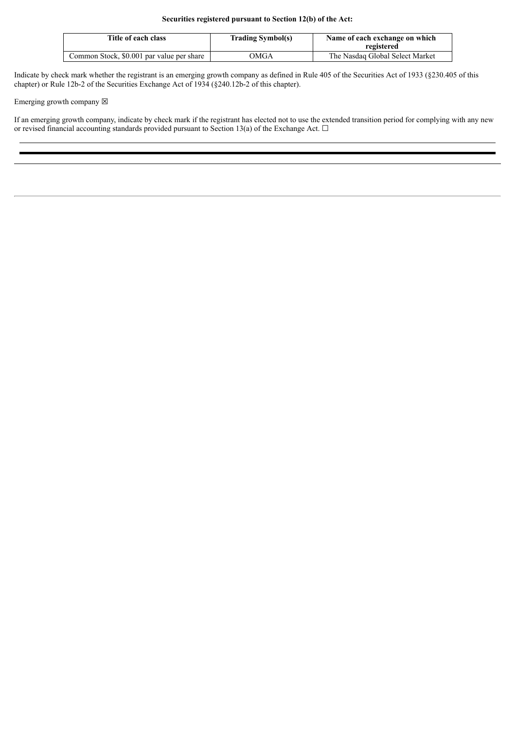**Securities registered pursuant to Section 12(b) of the Act:**

| Title of each class | Trading Symbol(s) | Name of each exchange on which registered |
| --- | --- | --- |
| Common Stock, $0.001 par value per share | OMGA | The Nasdaq Global Select Market |

Indicate by check mark whether the registrant is an emerging growth company as defined in Rule 405 of the Securities Act of 1933 (§230.405 of this chapter) or Rule 12b-2 of the Securities Exchange Act of 1934 (§240.12b-2 of this chapter).

Emerging growth company ☒

If an emerging growth company, indicate by check mark if the registrant has elected not to use the extended transition period for complying with any new or revised financial accounting standards provided pursuant to Section 13(a) of the Exchange Act. ☐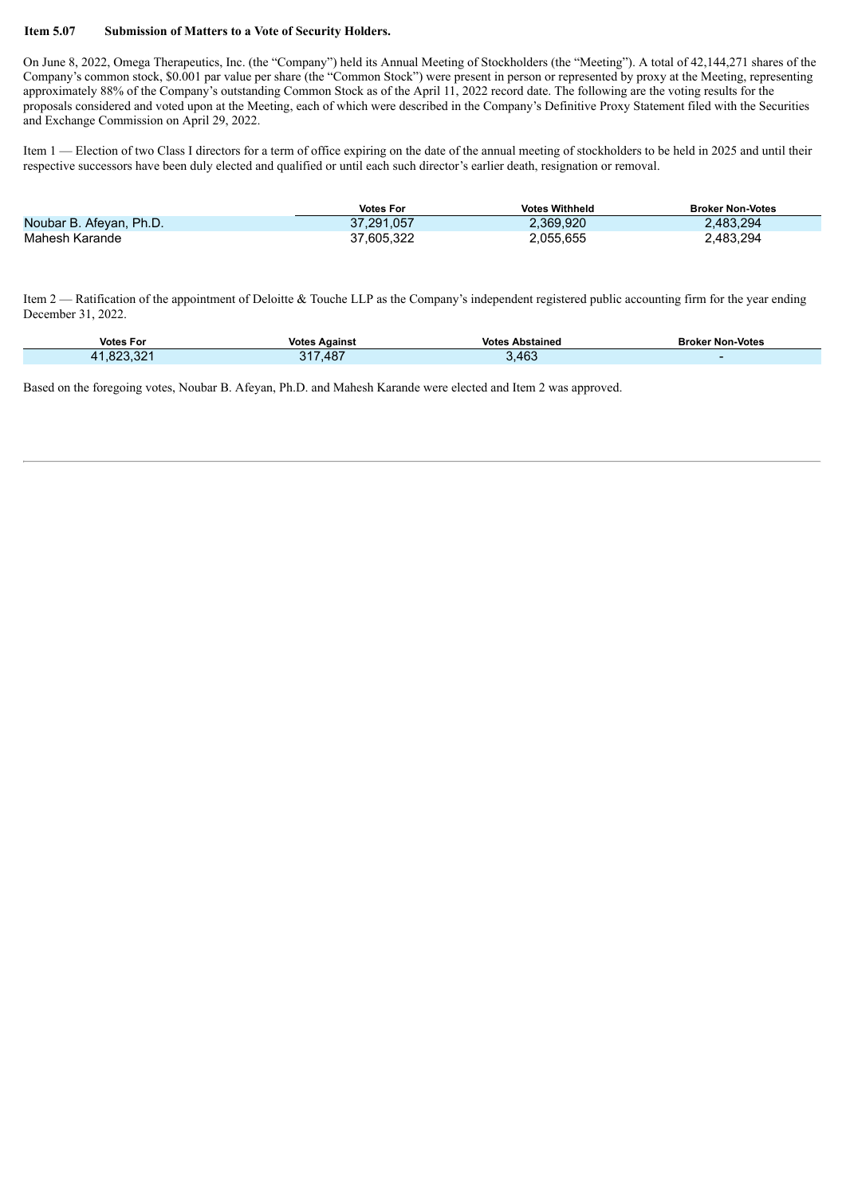**Item 5.07 Submission of Matters to a Vote of Security Holders.**

On June 8, 2022, Omega Therapeutics, Inc. (the "Company") held its Annual Meeting of Stockholders (the "Meeting"). A total of 42,144,271 shares of the Company's common stock, $0.001 par value per share (the "Common Stock") were present in person or represented by proxy at the Meeting, representing approximately 88% of the Company's outstanding Common Stock as of the April 11, 2022 record date. The following are the voting results for the proposals considered and voted upon at the Meeting, each of which were described in the Company's Definitive Proxy Statement filed with the Securities and Exchange Commission on April 29, 2022.

Item 1 — Election of two Class I directors for a term of office expiring on the date of the annual meeting of stockholders to be held in 2025 and until their respective successors have been duly elected and qualified or until each such director's earlier death, resignation or removal.

| | Votes For | Votes Withheld | Broker Non-Votes |
|---|---|---|---|
| Noubar B. Afeyan, Ph.D. | 37,291,057 | 2,369,920 | 2,483,294 |
| Mahesh Karande | 37,605,322 | 2,055,655 | 2,483,294 |

Item 2 — Ratification of the appointment of Deloitte & Touche LLP as the Company's independent registered public accounting firm for the year ending December 31, 2022.

| Votes For | Votes Against | Votes Abstained | Broker Non-Votes |
|---|---|---|---|
| 41,823,321 | 317,487 | 3,463 | - |

Based on the foregoing votes, Noubar B. Afeyan, Ph.D. and Mahesh Karande were elected and Item 2 was approved.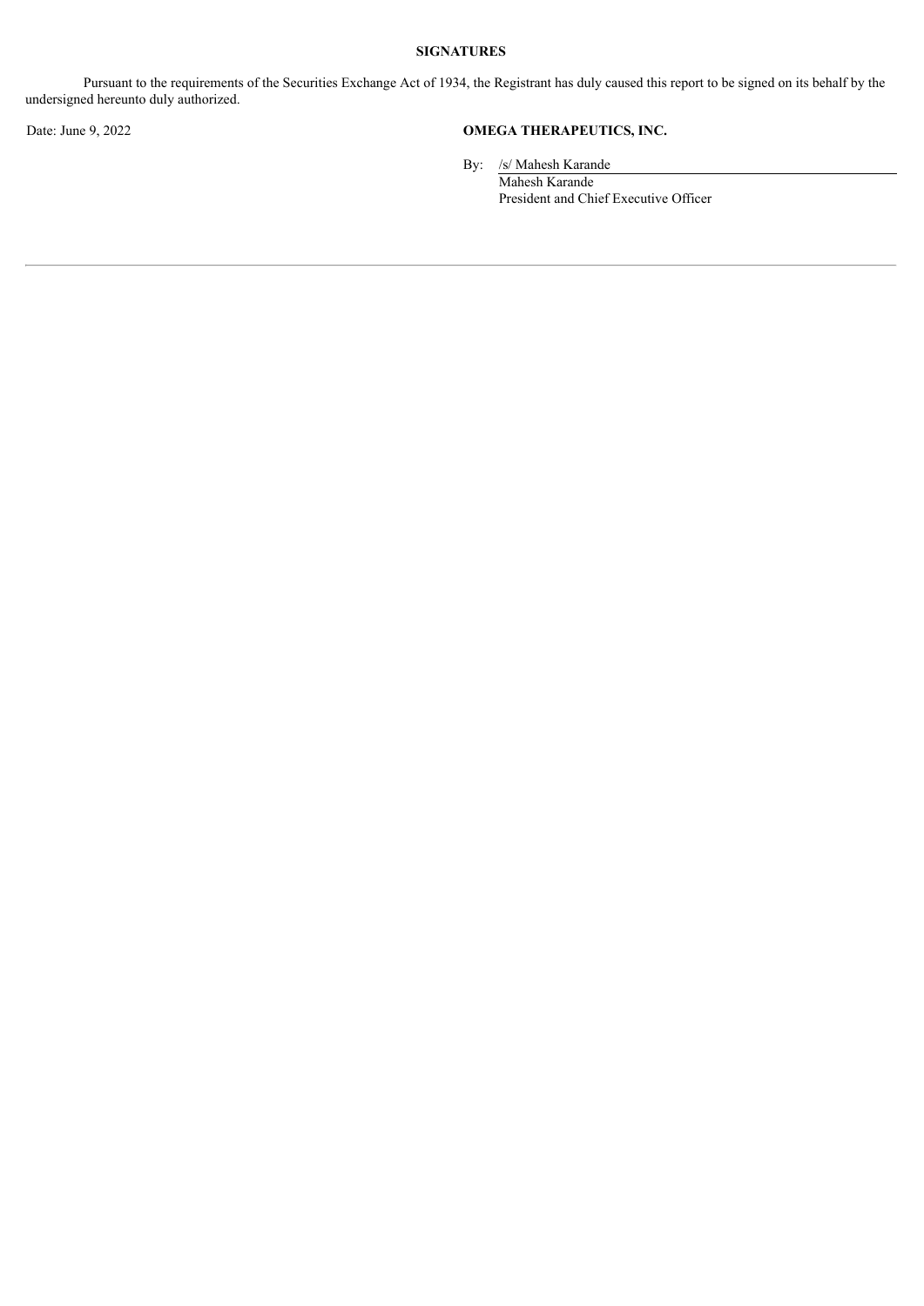**SIGNATURES**

Pursuant to the requirements of the Securities Exchange Act of 1934, the Registrant has duly caused this report to be signed on its behalf by the undersigned hereunto duly authorized.

Date: June 9, 2022

**OMEGA THERAPEUTICS, INC.**

By: /s/ Mahesh Karande

Mahesh Karande

President and Chief Executive Officer